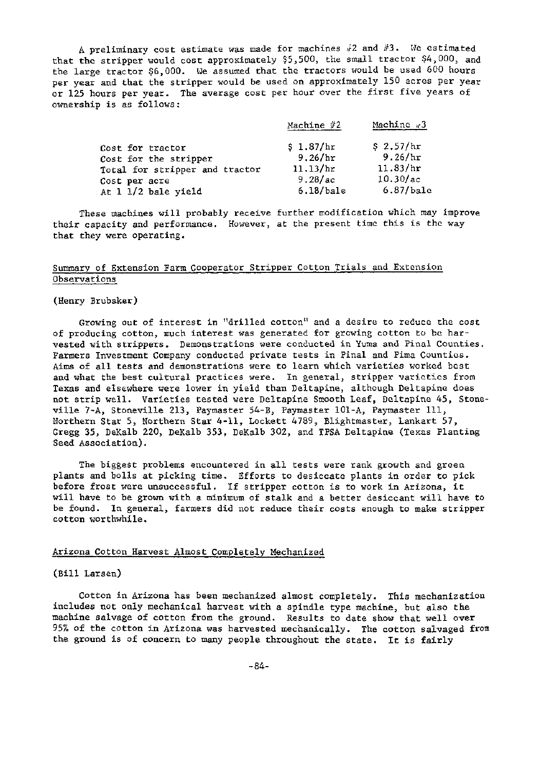A preliminary cost estimate was made for machines #2 and #3. We estimated that the stripper would cost approximately $5,500, the small tractor $4,000, and the large tractor $6,000. We assumed that the tractors would be used 600 hours per year and that the stripper would be used on approximately 150 acres per year or 125 hours per year. The average cost per hour over the first five years of ownership is as follows:

| | Machine #2 | Machine #3 |
|---|---|---|
| Cost for tractor | $ 1.87/hr | $ 2.57/hr |
| Cost for the stripper | 9.26/hr | 9.26/hr |
| Total for stripper and tractor | 11.13/hr | 11.83/hr |
| Cost per acre | 9.28/ac | 10.30/ac |
| At 1 1/2 bale yield | 6.18/bale | 6.87/bale |

These machines will probably receive further modification which may improve their capacity and performance. However, at the present time this is the way that they were operating.

## Summary of Extension Farm Cooperator Stripper Cotton Trials and Extension Observations

(Henry Brubaker)

Growing out of interest in "drilled cotton" and a desire to reduce the cost of producing cotton, much interest was generated for growing cotton to be harvested with strippers. Demonstrations were conducted in Yuma and Pinal Counties. Farmers Investment Company conducted private tests in Pinal and Pima Counties. Aims of all tests and demonstrations were to learn which varieties worked best and what the best cultural practices were. In general, stripper varieties from Texas and elsewhere were lower in yield than Deltapine, although Deltapine does not strip well. Varieties tested were Deltapine Smooth Leaf, Deltapine 45, Stoneville 7-A, Stoneville 213, Paymaster 54-B, Paymaster 101-A, Paymaster 111, Northern Star 5, Northern Star 4-11, Lockett 4789, Blightmaster, Lankart 57, Gregg 35, DeKalb 220, DeKalb 353, DeKalb 302, and TPSA Deltapine (Texas Planting Seed Association).

The biggest problems encountered in all tests were rank growth and green plants and bolls at picking time. Efforts to desiccate plants in order to pick before frost were unsuccessful. If stripper cotton is to work in Arizona, it will have to be grown with a minimum of stalk and a better desiccant will have to be found. In general, farmers did not reduce their costs enough to make stripper cotton worthwhile.

## Arizona Cotton Harvest Almost Completely Mechanized

(Bill Larsen)

Cotton in Arizona has been mechanized almost completely. This mechanization includes not only mechanical harvest with a spindle type machine, but also the machine salvage of cotton from the ground. Results to date show that well over 95% of the cotton in Arizona was harvested mechanically. The cotton salvaged from the ground is of concern to many people throughout the state. It is fairly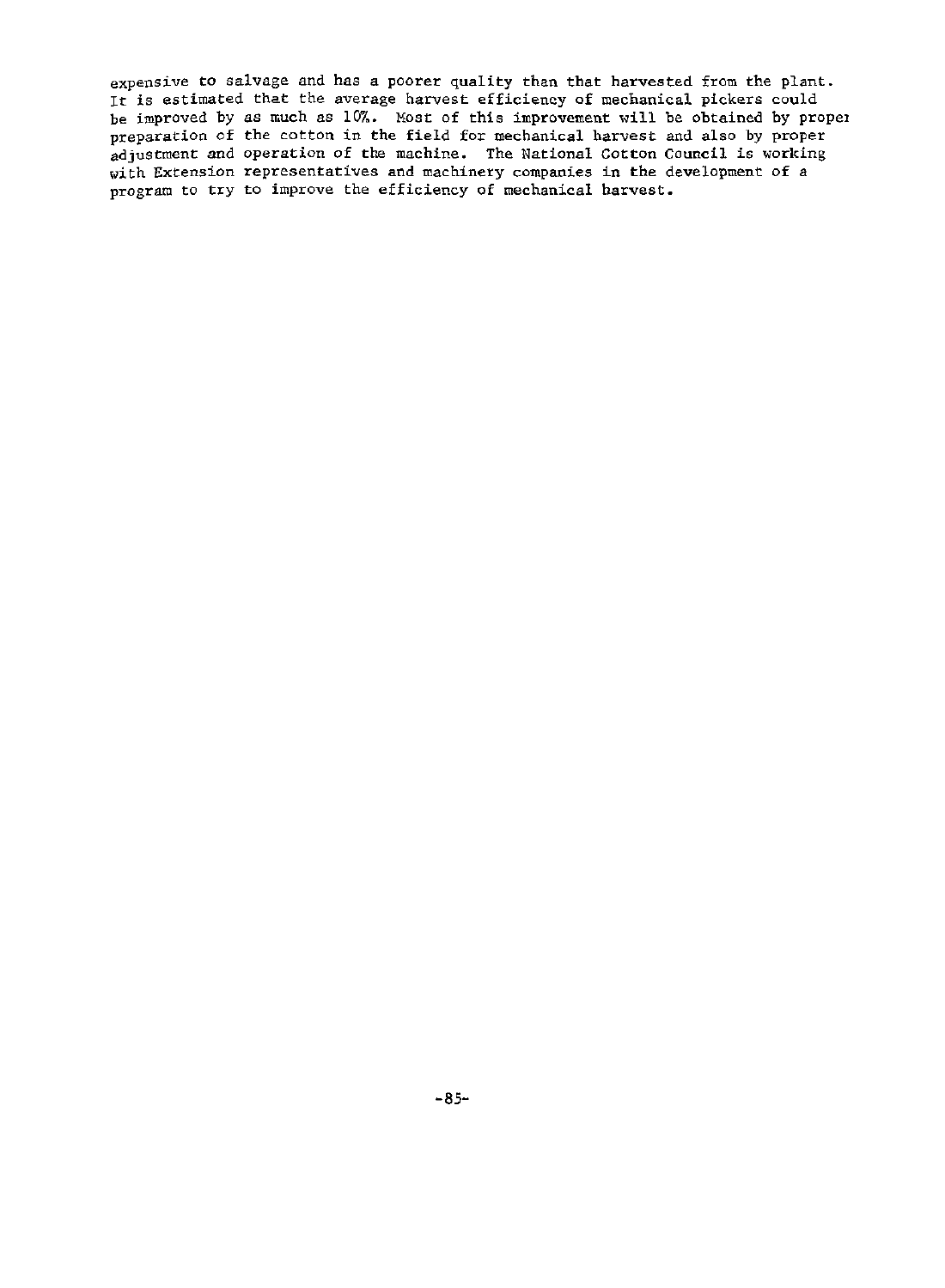expensive to salvage and has a poorer quality than that harvested from the plant. It is estimated that the average harvest efficiency of mechanical pickers could be improved by as much as 10%. Most of this improvement will be obtained by proper preparation of the cotton in the field for mechanical harvest and also by proper adjustment and operation of the machine. The National Cotton Council is working with Extension representatives and machinery companies in the development of a program to try to improve the efficiency of mechanical harvest.